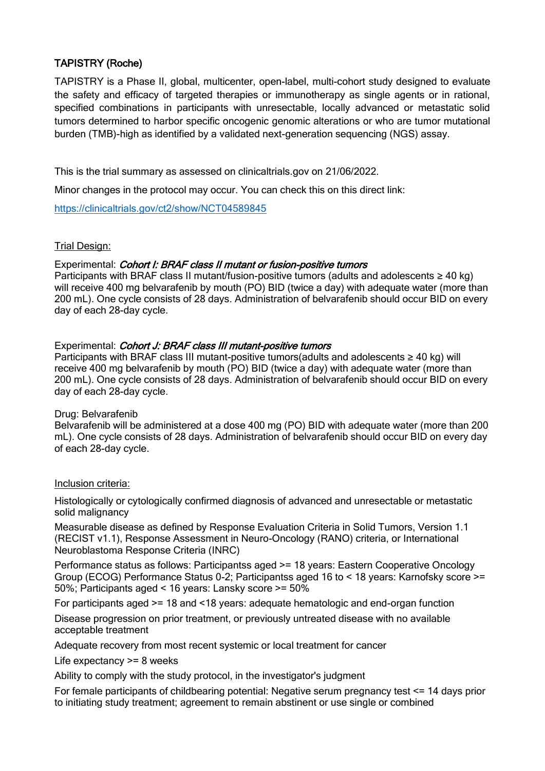### TAPISTRY (Roche)

TAPISTRY is a Phase II, global, multicenter, open-label, multi-cohort study designed to evaluate the safety and efficacy of targeted therapies or immunotherapy as single agents or in rational, specified combinations in participants with unresectable, locally advanced or metastatic solid tumors determined to harbor specific oncogenic genomic alterations or who are tumor mutational burden (TMB)-high as identified by a validated next-generation sequencing (NGS) assay.

This is the trial summary as assessed on clinicaltrials.gov on 21/06/2022.

Minor changes in the protocol may occur. You can check this on this direct link:

[https://clinicaltrials.gov/ct2/show/NCT04589845](https://clinicaltrials.gov/ct2/show/NCT04589845)

Trial Design:

Experimental: ***Cohort I: BRAF class II mutant or fusion-positive tumors***
Participants with BRAF class II mutant/fusion-positive tumors (adults and adolescents ≥ 40 kg) will receive 400 mg belvarafenib by mouth (PO) BID (twice a day) with adequate water (more than 200 mL). One cycle consists of 28 days. Administration of belvarafenib should occur BID on every day of each 28-day cycle.

Experimental: ***Cohort J: BRAF class III mutant-positive tumors***
Participants with BRAF class III mutant-positive tumors(adults and adolescents ≥ 40 kg) will receive 400 mg belvarafenib by mouth (PO) BID (twice a day) with adequate water (more than 200 mL). One cycle consists of 28 days. Administration of belvarafenib should occur BID on every day of each 28-day cycle.

Drug: Belvarafenib
Belvarafenib will be administered at a dose 400 mg (PO) BID with adequate water (more than 200 mL). One cycle consists of 28 days. Administration of belvarafenib should occur BID on every day of each 28-day cycle.

Inclusion criteria:

Histologically or cytologically confirmed diagnosis of advanced and unresectable or metastatic solid malignancy

Measurable disease as defined by Response Evaluation Criteria in Solid Tumors, Version 1.1 (RECIST v1.1), Response Assessment in Neuro-Oncology (RANO) criteria, or International Neuroblastoma Response Criteria (INRC)

Performance status as follows: Participantss aged >= 18 years: Eastern Cooperative Oncology Group (ECOG) Performance Status 0-2; Participantss aged 16 to < 18 years: Karnofsky score >= 50%; Participants aged < 16 years: Lansky score >= 50%

For participants aged >= 18 and <18 years: adequate hematologic and end-organ function

Disease progression on prior treatment, or previously untreated disease with no available acceptable treatment

Adequate recovery from most recent systemic or local treatment for cancer

Life expectancy >= 8 weeks

Ability to comply with the study protocol, in the investigator's judgment

For female participants of childbearing potential: Negative serum pregnancy test <= 14 days prior to initiating study treatment; agreement to remain abstinent or use single or combined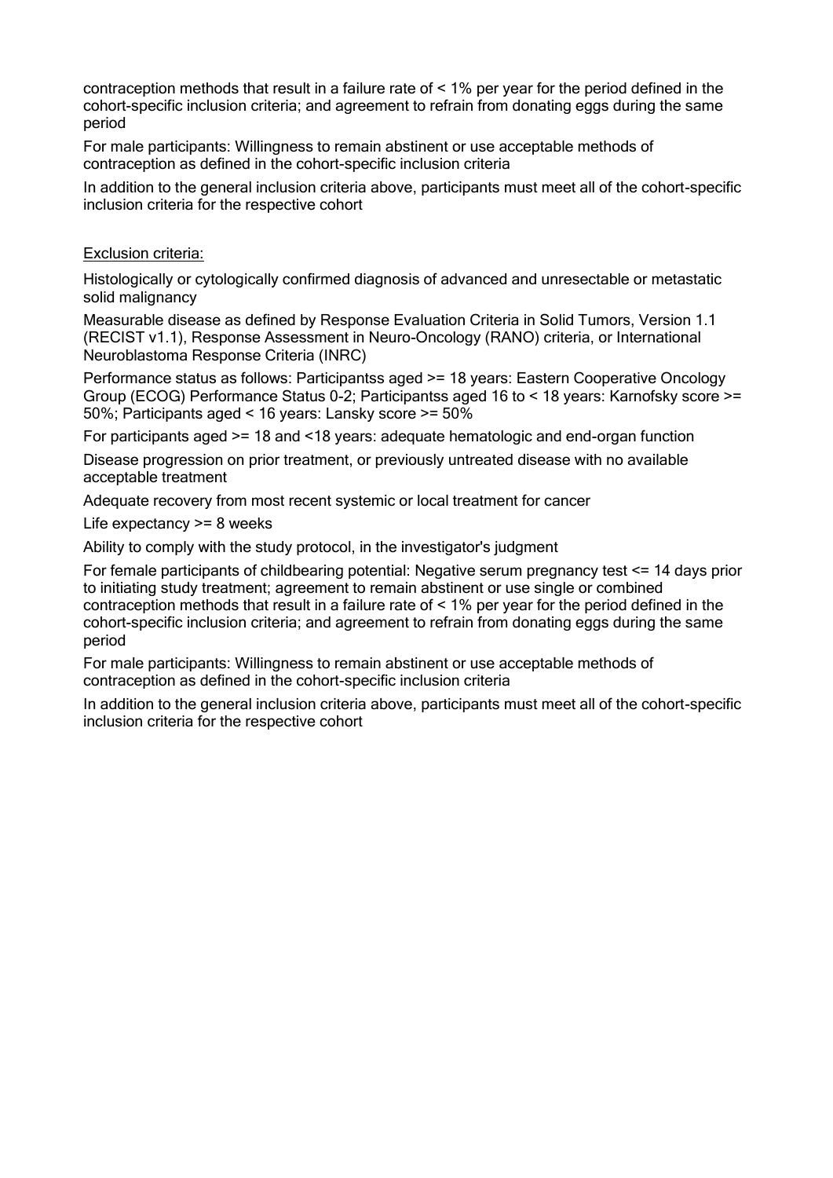contraception methods that result in a failure rate of < 1% per year for the period defined in the cohort-specific inclusion criteria; and agreement to refrain from donating eggs during the same period

For male participants: Willingness to remain abstinent or use acceptable methods of contraception as defined in the cohort-specific inclusion criteria

In addition to the general inclusion criteria above, participants must meet all of the cohort-specific inclusion criteria for the respective cohort

Exclusion criteria:

Histologically or cytologically confirmed diagnosis of advanced and unresectable or metastatic solid malignancy

Measurable disease as defined by Response Evaluation Criteria in Solid Tumors, Version 1.1 (RECIST v1.1), Response Assessment in Neuro-Oncology (RANO) criteria, or International Neuroblastoma Response Criteria (INRC)

Performance status as follows: Participantss aged >= 18 years: Eastern Cooperative Oncology Group (ECOG) Performance Status 0-2; Participantss aged 16 to < 18 years: Karnofsky score >= 50%; Participants aged < 16 years: Lansky score >= 50%

For participants aged >= 18 and <18 years: adequate hematologic and end-organ function

Disease progression on prior treatment, or previously untreated disease with no available acceptable treatment

Adequate recovery from most recent systemic or local treatment for cancer

Life expectancy >= 8 weeks

Ability to comply with the study protocol, in the investigator's judgment

For female participants of childbearing potential: Negative serum pregnancy test <= 14 days prior to initiating study treatment; agreement to remain abstinent or use single or combined contraception methods that result in a failure rate of < 1% per year for the period defined in the cohort-specific inclusion criteria; and agreement to refrain from donating eggs during the same period

For male participants: Willingness to remain abstinent or use acceptable methods of contraception as defined in the cohort-specific inclusion criteria

In addition to the general inclusion criteria above, participants must meet all of the cohort-specific inclusion criteria for the respective cohort